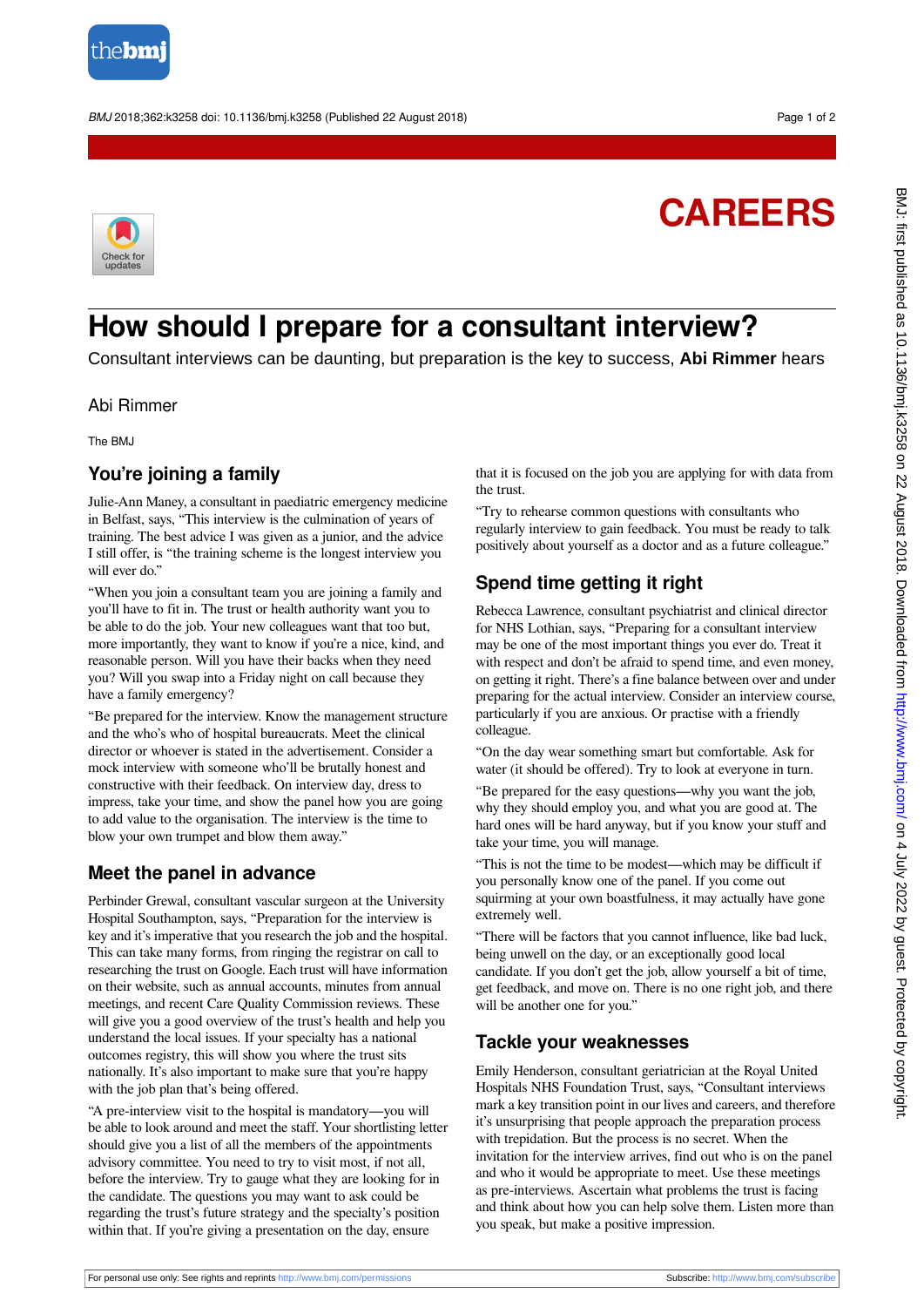CAREERS

# How should I prepare for a consultant interview?

Consultant interviews can be daunting, but preparation is the key to success, **Abi Rimmer** hears

Abi Rimmer

The BMJ

## You're joining a family

Julie-Ann Maney, a consultant in paediatric emergency medicine in Belfast, says, "This interview is the culmination of years of training. The best advice I was given as a junior, and the advice I still offer, is "the training scheme is the longest interview you will ever do."

"When you join a consultant team you are joining a family and you'll have to fit in. The trust or health authority want you to be able to do the job. Your new colleagues want that too but, more importantly, they want to know if you're a nice, kind, and reasonable person. Will you have their backs when they need you? Will you swap into a Friday night on call because they have a family emergency?

"Be prepared for the interview. Know the management structure and the who's who of hospital bureaucrats. Meet the clinical director or whoever is stated in the advertisement. Consider a mock interview with someone who'll be brutally honest and constructive with their feedback. On interview day, dress to impress, take your time, and show the panel how you are going to add value to the organisation. The interview is the time to blow your own trumpet and blow them away."

## Meet the panel in advance

Perbinder Grewal, consultant vascular surgeon at the University Hospital Southampton, says, "Preparation for the interview is key and it's imperative that you research the job and the hospital. This can take many forms, from ringing the registrar on call to researching the trust on Google. Each trust will have information on their website, such as annual accounts, minutes from annual meetings, and recent Care Quality Commission reviews. These will give you a good overview of the trust's health and help you understand the local issues. If your specialty has a national outcomes registry, this will show you where the trust sits nationally. It's also important to make sure that you're happy with the job plan that's being offered.

"A pre-interview visit to the hospital is mandatory—you will be able to look around and meet the staff. Your shortlisting letter should give you a list of all the members of the appointments advisory committee. You need to try to visit most, if not all, before the interview. Try to gauge what they are looking for in the candidate. The questions you may want to ask could be regarding the trust's future strategy and the specialty's position within that. If you're giving a presentation on the day, ensure that it is focused on the job you are applying for with data from the trust.

"Try to rehearse common questions with consultants who regularly interview to gain feedback. You must be ready to talk positively about yourself as a doctor and as a future colleague."

## Spend time getting it right

Rebecca Lawrence, consultant psychiatrist and clinical director for NHS Lothian, says, "Preparing for a consultant interview may be one of the most important things you ever do. Treat it with respect and don't be afraid to spend time, and even money, on getting it right. There's a fine balance between over and under preparing for the actual interview. Consider an interview course, particularly if you are anxious. Or practise with a friendly colleague.

"On the day wear something smart but comfortable. Ask for water (it should be offered). Try to look at everyone in turn.

"Be prepared for the easy questions—why you want the job, why they should employ you, and what you are good at. The hard ones will be hard anyway, but if you know your stuff and take your time, you will manage.

"This is not the time to be modest—which may be difficult if you personally know one of the panel. If you come out squirming at your own boastfulness, it may actually have gone extremely well.

"There will be factors that you cannot influence, like bad luck, being unwell on the day, or an exceptionally good local candidate. If you don't get the job, allow yourself a bit of time, get feedback, and move on. There is no one right job, and there will be another one for you."

## Tackle your weaknesses

Emily Henderson, consultant geriatrician at the Royal United Hospitals NHS Foundation Trust, says, "Consultant interviews mark a key transition point in our lives and careers, and therefore it's unsurprising that people approach the preparation process with trepidation. But the process is no secret. When the invitation for the interview arrives, find out who is on the panel and who it would be appropriate to meet. Use these meetings as pre-interviews. Ascertain what problems the trust is facing and think about how you can help solve them. Listen more than you speak, but make a positive impression.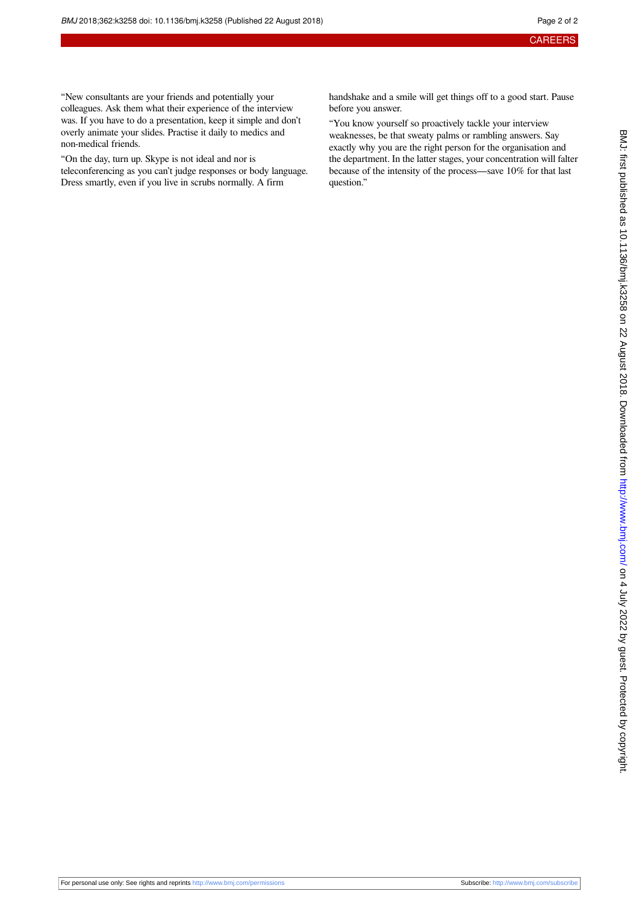"New consultants are your friends and potentially your colleagues. Ask them what their experience of the interview was. If you have to do a presentation, keep it simple and don't overly animate your slides. Practise it daily to medics and non-medical friends.

"On the day, turn up. Skype is not ideal and nor is teleconferencing as you can't judge responses or body language. Dress smartly, even if you live in scrubs normally. A firm handshake and a smile will get things off to a good start. Pause before you answer.

"You know yourself so proactively tackle your interview weaknesses, be that sweaty palms or rambling answers. Say exactly why you are the right person for the organisation and the department. In the latter stages, your concentration will falter because of the intensity of the process—save 10% for that last question."